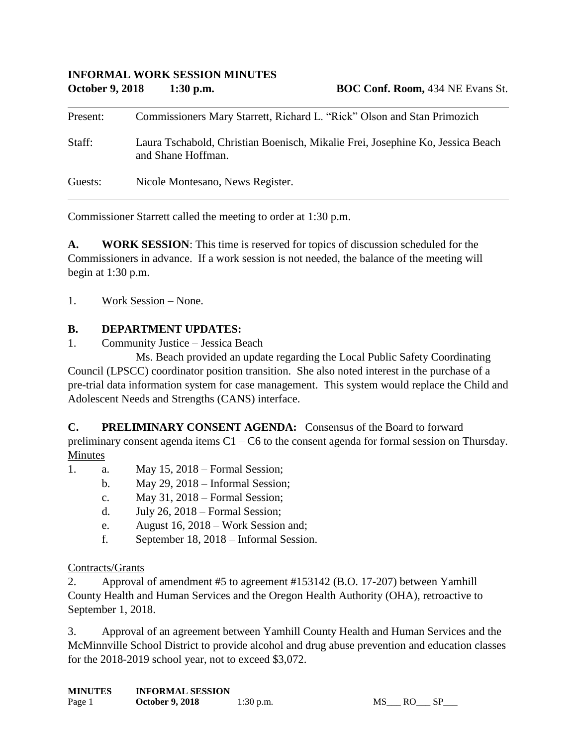**INFORMAL WORK SESSION MINUTES**

**October 9, 2018 1:30 p.m.** **BOC Conf. Room,** 434 NE Evans St.

---

Present: Commissioners Mary Starrett, Richard L. "Rick" Olson and Stan Primozich

Staff: Laura Tschabold, Christian Boenisch, Mikalie Frei, Josephine Ko, Jessica Beach and Shane Hoffman.

Guests: Nicole Montesano, News Register.

---

Commissioner Starrett called the meeting to order at 1:30 p.m.

**A. WORK SESSION**: This time is reserved for topics of discussion scheduled for the Commissioners in advance. If a work session is not needed, the balance of the meeting will begin at 1:30 p.m.

1. Work Session – None.

**B. DEPARTMENT UPDATES:**

1. Community Justice – Jessica Beach

Ms. Beach provided an update regarding the Local Public Safety Coordinating Council (LPSCC) coordinator position transition. She also noted interest in the purchase of a pre-trial data information system for case management. This system would replace the Child and Adolescent Needs and Strengths (CANS) interface.

**C. PRELIMINARY CONSENT AGENDA:** Consensus of the Board to forward preliminary consent agenda items C1 – C6 to the consent agenda for formal session on Thursday.

Minutes

1. a. May 15, 2018 – Formal Session;
   b. May 29, 2018 – Informal Session;
   c. May 31, 2018 – Formal Session;
   d. July 26, 2018 – Formal Session;
   e. August 16, 2018 – Work Session and;
   f. September 18, 2018 – Informal Session.

Contracts/Grants

2. Approval of amendment #5 to agreement #153142 (B.O. 17-207) between Yamhill County Health and Human Services and the Oregon Health Authority (OHA), retroactive to September 1, 2018.

3. Approval of an agreement between Yamhill County Health and Human Services and the McMinnville School District to provide alcohol and drug abuse prevention and education classes for the 2018-2019 school year, not to exceed $3,072.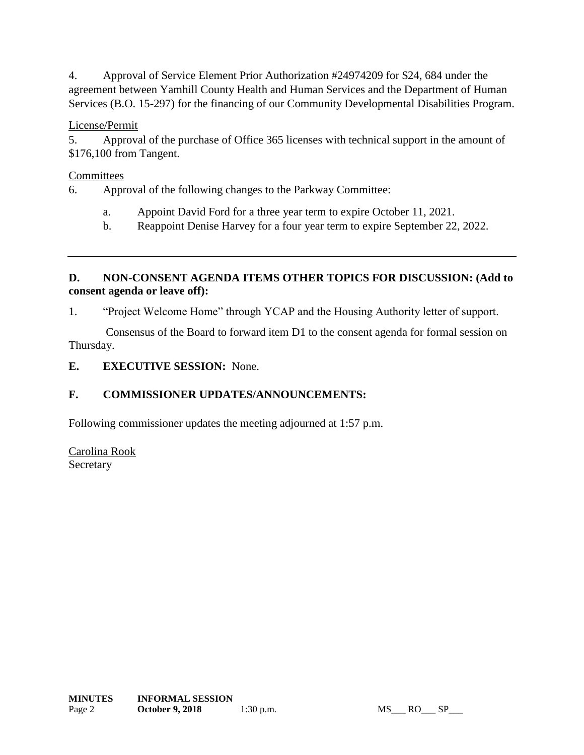4. Approval of Service Element Prior Authorization #24974209 for $24, 684 under the agreement between Yamhill County Health and Human Services and the Department of Human Services (B.O. 15-297) for the financing of our Community Developmental Disabilities Program.

License/Permit

5. Approval of the purchase of Office 365 licenses with technical support in the amount of $176,100 from Tangent.

Committees

6. Approval of the following changes to the Parkway Committee:

   a. Appoint David Ford for a three year term to expire October 11, 2021.

   b. Reappoint Denise Harvey for a four year term to expire September 22, 2022.

---

**D. NON-CONSENT AGENDA ITEMS OTHER TOPICS FOR DISCUSSION: (Add to consent agenda or leave off):**

1. "Project Welcome Home" through YCAP and the Housing Authority letter of support.

Consensus of the Board to forward item D1 to the consent agenda for formal session on Thursday.

**E. EXECUTIVE SESSION:** None.

**F. COMMISSIONER UPDATES/ANNOUNCEMENTS:**

Following commissioner updates the meeting adjourned at 1:57 p.m.

Carolina Rook
Secretary